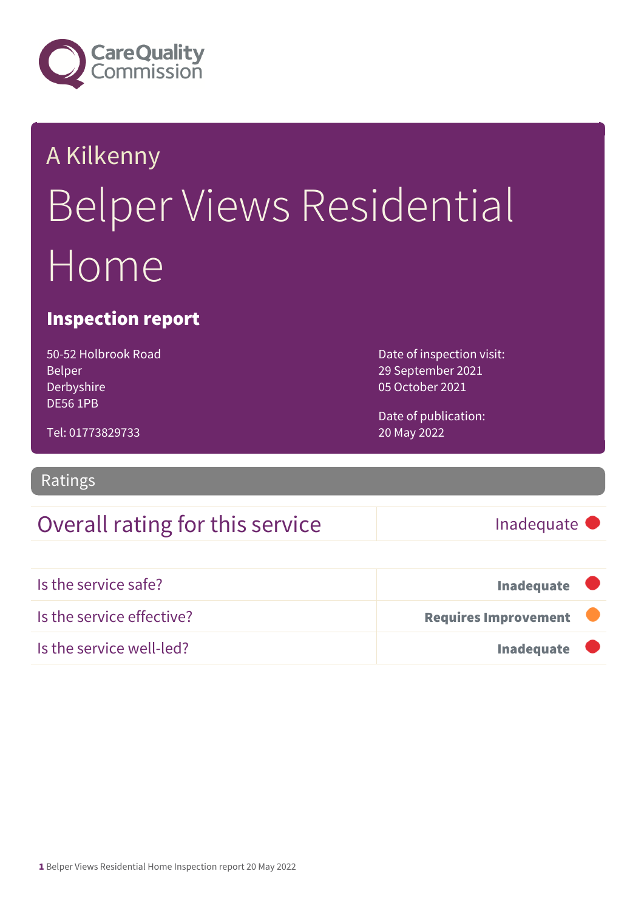# A Kilkenny

# Belper Views Residential Home

## Inspection report

50-52 Holbrook Road
Belper
Derbyshire
DE56 1PB

Tel: 01773829733

Date of inspection visit:
29 September 2021
05 October 2021

Date of publication:
20 May 2022

## Ratings

| Overall rating for this service | Inadequate |
|---|---|

| | |
|---|---|
| Is the service safe? | **Inadequate** |
| Is the service effective? | **Requires Improvement** |
| Is the service well-led? | **Inadequate** |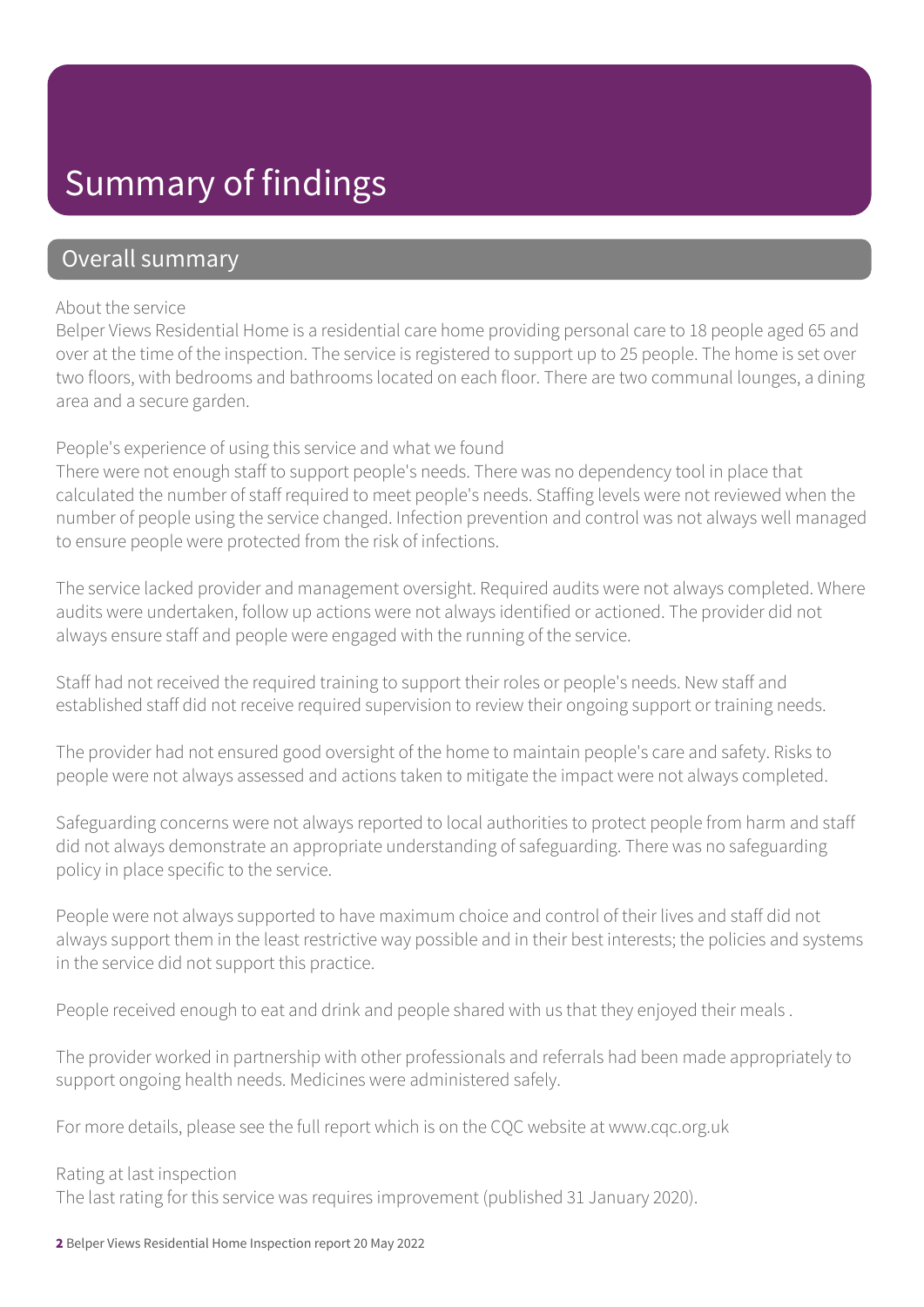# Summary of findings

## Overall summary

About the service

Belper Views Residential Home is a residential care home providing personal care to 18 people aged 65 and over at the time of the inspection. The service is registered to support up to 25 people. The home is set over two floors, with bedrooms and bathrooms located on each floor. There are two communal lounges, a dining area and a secure garden.

People's experience of using this service and what we found

There were not enough staff to support people's needs. There was no dependency tool in place that calculated the number of staff required to meet people's needs. Staffing levels were not reviewed when the number of people using the service changed. Infection prevention and control was not always well managed to ensure people were protected from the risk of infections.

The service lacked provider and management oversight. Required audits were not always completed. Where audits were undertaken, follow up actions were not always identified or actioned. The provider did not always ensure staff and people were engaged with the running of the service.

Staff had not received the required training to support their roles or people's needs. New staff and established staff did not receive required supervision to review their ongoing support or training needs.

The provider had not ensured good oversight of the home to maintain people's care and safety. Risks to people were not always assessed and actions taken to mitigate the impact were not always completed.

Safeguarding concerns were not always reported to local authorities to protect people from harm and staff did not always demonstrate an appropriate understanding of safeguarding. There was no safeguarding policy in place specific to the service.

People were not always supported to have maximum choice and control of their lives and staff did not always support them in the least restrictive way possible and in their best interests; the policies and systems in the service did not support this practice.

People received enough to eat and drink and people shared with us that they enjoyed their meals .

The provider worked in partnership with other professionals and referrals had been made appropriately to support ongoing health needs. Medicines were administered safely.

For more details, please see the full report which is on the CQC website at www.cqc.org.uk

Rating at last inspection

The last rating for this service was requires improvement (published 31 January 2020).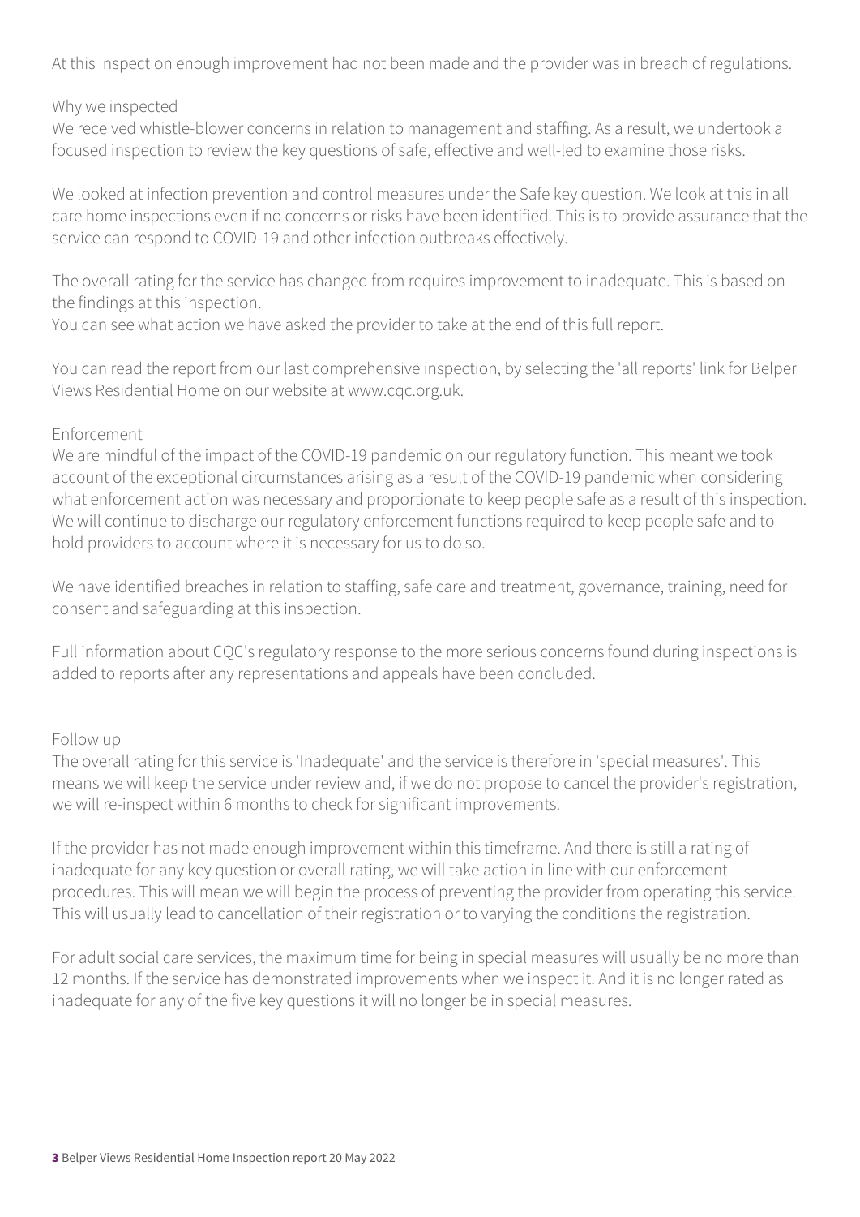At this inspection enough improvement had not been made and the provider was in breach of regulations.

### Why we inspected

We received whistle-blower concerns in relation to management and staffing. As a result, we undertook a focused inspection to review the key questions of safe, effective and well-led to examine those risks.

We looked at infection prevention and control measures under the Safe key question. We look at this in all care home inspections even if no concerns or risks have been identified. This is to provide assurance that the service can respond to COVID-19 and other infection outbreaks effectively.

The overall rating for the service has changed from requires improvement to inadequate. This is based on the findings at this inspection.
You can see what action we have asked the provider to take at the end of this full report.

You can read the report from our last comprehensive inspection, by selecting the 'all reports' link for Belper Views Residential Home on our website at www.cqc.org.uk.

### Enforcement

We are mindful of the impact of the COVID-19 pandemic on our regulatory function. This meant we took account of the exceptional circumstances arising as a result of the COVID-19 pandemic when considering what enforcement action was necessary and proportionate to keep people safe as a result of this inspection. We will continue to discharge our regulatory enforcement functions required to keep people safe and to hold providers to account where it is necessary for us to do so.

We have identified breaches in relation to staffing, safe care and treatment, governance, training, need for consent and safeguarding at this inspection.

Full information about CQC's regulatory response to the more serious concerns found during inspections is added to reports after any representations and appeals have been concluded.

### Follow up

The overall rating for this service is 'Inadequate' and the service is therefore in 'special measures'. This means we will keep the service under review and, if we do not propose to cancel the provider's registration, we will re-inspect within 6 months to check for significant improvements.

If the provider has not made enough improvement within this timeframe. And there is still a rating of inadequate for any key question or overall rating, we will take action in line with our enforcement procedures. This will mean we will begin the process of preventing the provider from operating this service. This will usually lead to cancellation of their registration or to varying the conditions the registration.

For adult social care services, the maximum time for being in special measures will usually be no more than 12 months. If the service has demonstrated improvements when we inspect it. And it is no longer rated as inadequate for any of the five key questions it will no longer be in special measures.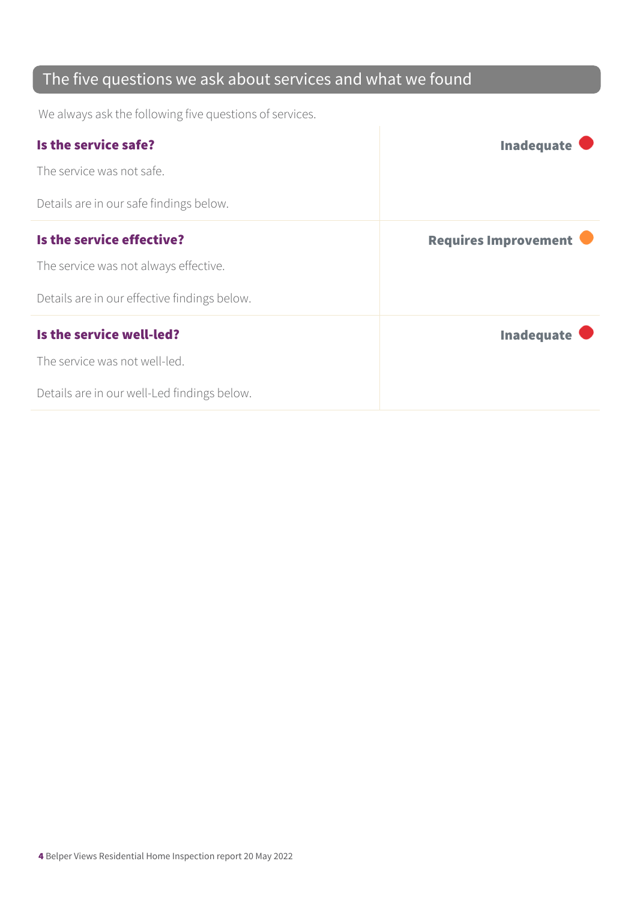## The five questions we ask about services and what we found

We always ask the following five questions of services.

| | |
|---|---|
| **Is the service safe?**<br><br>The service was not safe.<br><br>Details are in our safe findings below. | **Inadequate** |
| **Is the service effective?**<br><br>The service was not always effective.<br><br>Details are in our effective findings below. | **Requires Improvement** |
| **Is the service well-led?**<br><br>The service was not well-led.<br><br>Details are in our well-Led findings below. | **Inadequate** |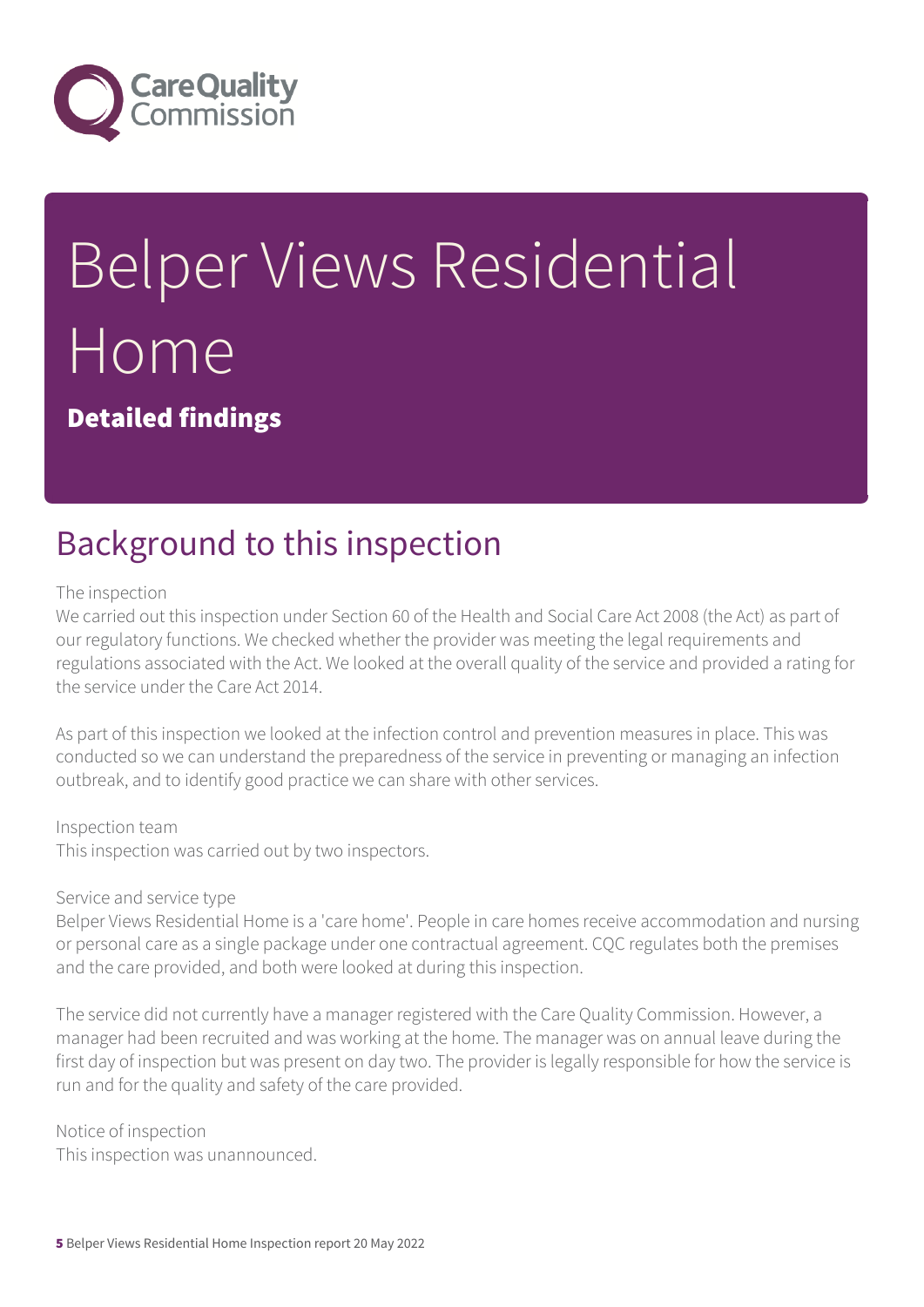# Belper Views Residential Home

**Detailed findings**

## Background to this inspection

The inspection
We carried out this inspection under Section 60 of the Health and Social Care Act 2008 (the Act) as part of our regulatory functions. We checked whether the provider was meeting the legal requirements and regulations associated with the Act. We looked at the overall quality of the service and provided a rating for the service under the Care Act 2014.

As part of this inspection we looked at the infection control and prevention measures in place. This was conducted so we can understand the preparedness of the service in preventing or managing an infection outbreak, and to identify good practice we can share with other services.

Inspection team
This inspection was carried out by two inspectors.

Service and service type
Belper Views Residential Home is a 'care home'. People in care homes receive accommodation and nursing or personal care as a single package under one contractual agreement. CQC regulates both the premises and the care provided, and both were looked at during this inspection.

The service did not currently have a manager registered with the Care Quality Commission. However, a manager had been recruited and was working at the home. The manager was on annual leave during the first day of inspection but was present on day two. The provider is legally responsible for how the service is run and for the quality and safety of the care provided.

Notice of inspection
This inspection was unannounced.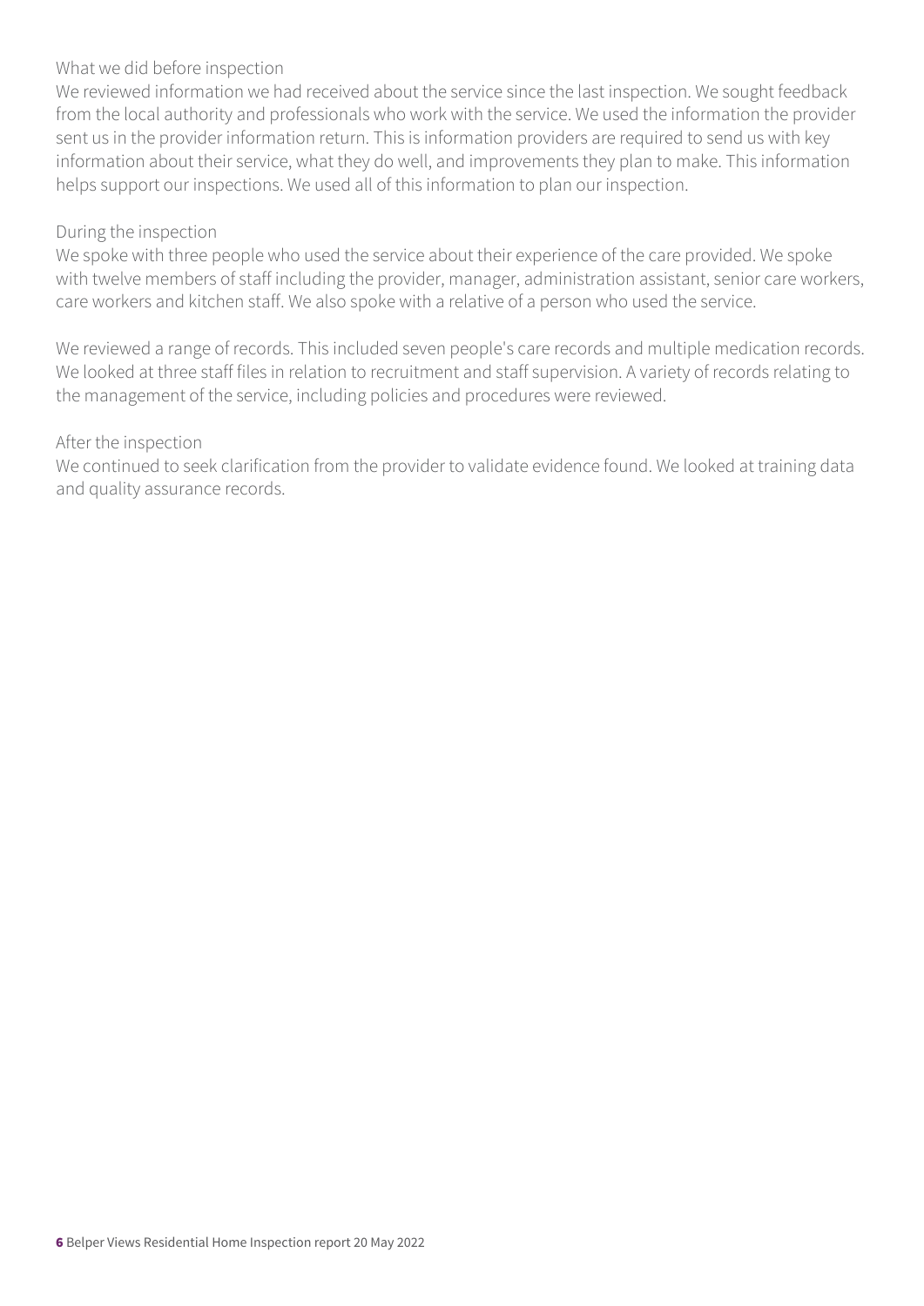What we did before inspection

We reviewed information we had received about the service since the last inspection. We sought feedback from the local authority and professionals who work with the service. We used the information the provider sent us in the provider information return. This is information providers are required to send us with key information about their service, what they do well, and improvements they plan to make. This information helps support our inspections. We used all of this information to plan our inspection.

During the inspection

We spoke with three people who used the service about their experience of the care provided. We spoke with twelve members of staff including the provider, manager, administration assistant, senior care workers, care workers and kitchen staff. We also spoke with a relative of a person who used the service.

We reviewed a range of records. This included seven people's care records and multiple medication records. We looked at three staff files in relation to recruitment and staff supervision. A variety of records relating to the management of the service, including policies and procedures were reviewed.

After the inspection

We continued to seek clarification from the provider to validate evidence found. We looked at training data and quality assurance records.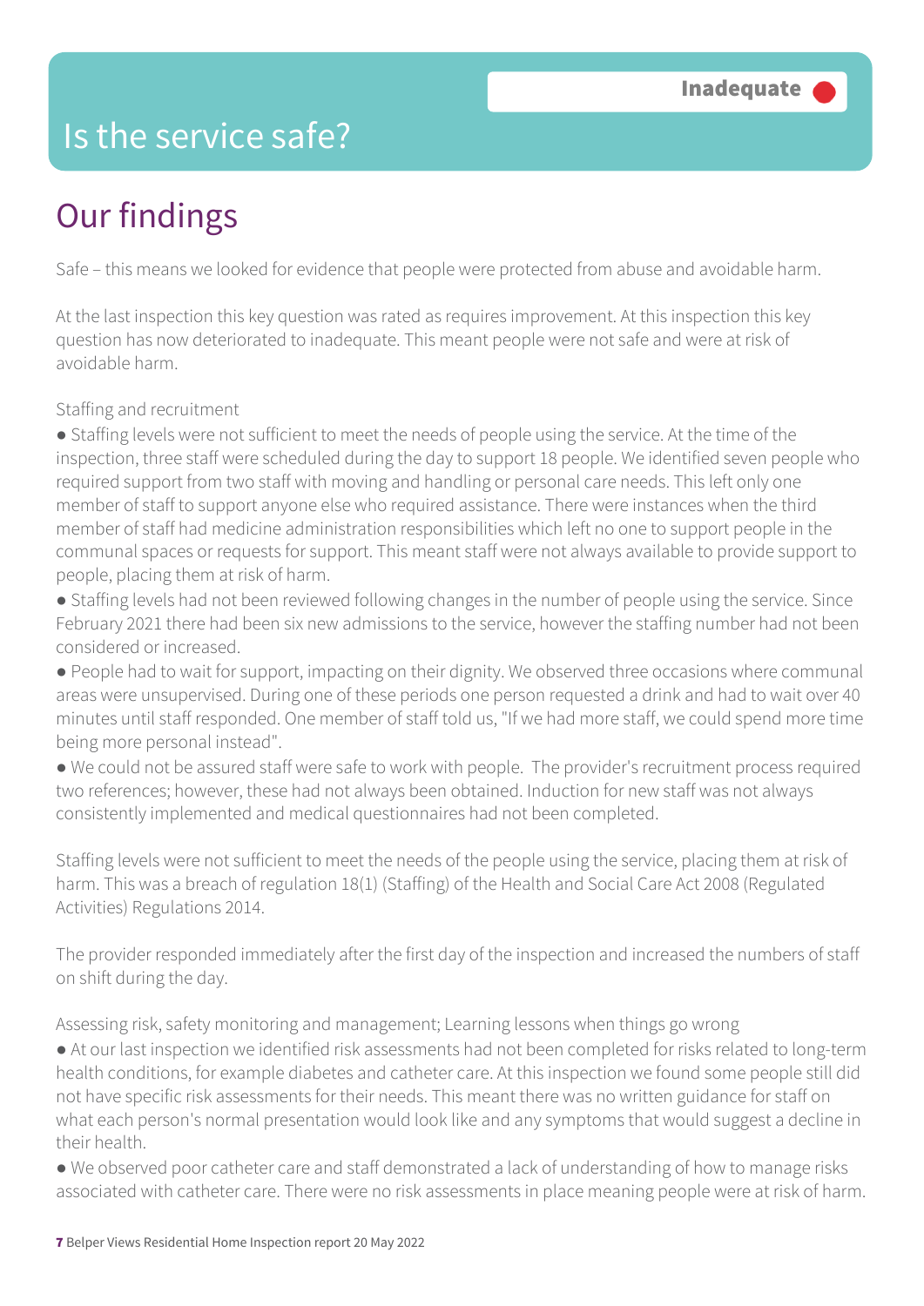# Is the service safe?

**Inadequate**

## Our findings

Safe – this means we looked for evidence that people were protected from abuse and avoidable harm.

At the last inspection this key question was rated as requires improvement. At this inspection this key question has now deteriorated to inadequate. This meant people were not safe and were at risk of avoidable harm.

Staffing and recruitment

- Staffing levels were not sufficient to meet the needs of people using the service. At the time of the inspection, three staff were scheduled during the day to support 18 people. We identified seven people who required support from two staff with moving and handling or personal care needs. This left only one member of staff to support anyone else who required assistance. There were instances when the third member of staff had medicine administration responsibilities which left no one to support people in the communal spaces or requests for support. This meant staff were not always available to provide support to people, placing them at risk of harm.
- Staffing levels had not been reviewed following changes in the number of people using the service. Since February 2021 there had been six new admissions to the service, however the staffing number had not been considered or increased.
- People had to wait for support, impacting on their dignity. We observed three occasions where communal areas were unsupervised. During one of these periods one person requested a drink and had to wait over 40 minutes until staff responded. One member of staff told us, "If we had more staff, we could spend more time being more personal instead".
- We could not be assured staff were safe to work with people. The provider's recruitment process required two references; however, these had not always been obtained. Induction for new staff was not always consistently implemented and medical questionnaires had not been completed.

Staffing levels were not sufficient to meet the needs of the people using the service, placing them at risk of harm. This was a breach of regulation 18(1) (Staffing) of the Health and Social Care Act 2008 (Regulated Activities) Regulations 2014.

The provider responded immediately after the first day of the inspection and increased the numbers of staff on shift during the day.

Assessing risk, safety monitoring and management; Learning lessons when things go wrong

- At our last inspection we identified risk assessments had not been completed for risks related to long-term health conditions, for example diabetes and catheter care. At this inspection we found some people still did not have specific risk assessments for their needs. This meant there was no written guidance for staff on what each person's normal presentation would look like and any symptoms that would suggest a decline in their health.
- We observed poor catheter care and staff demonstrated a lack of understanding of how to manage risks associated with catheter care. There were no risk assessments in place meaning people were at risk of harm.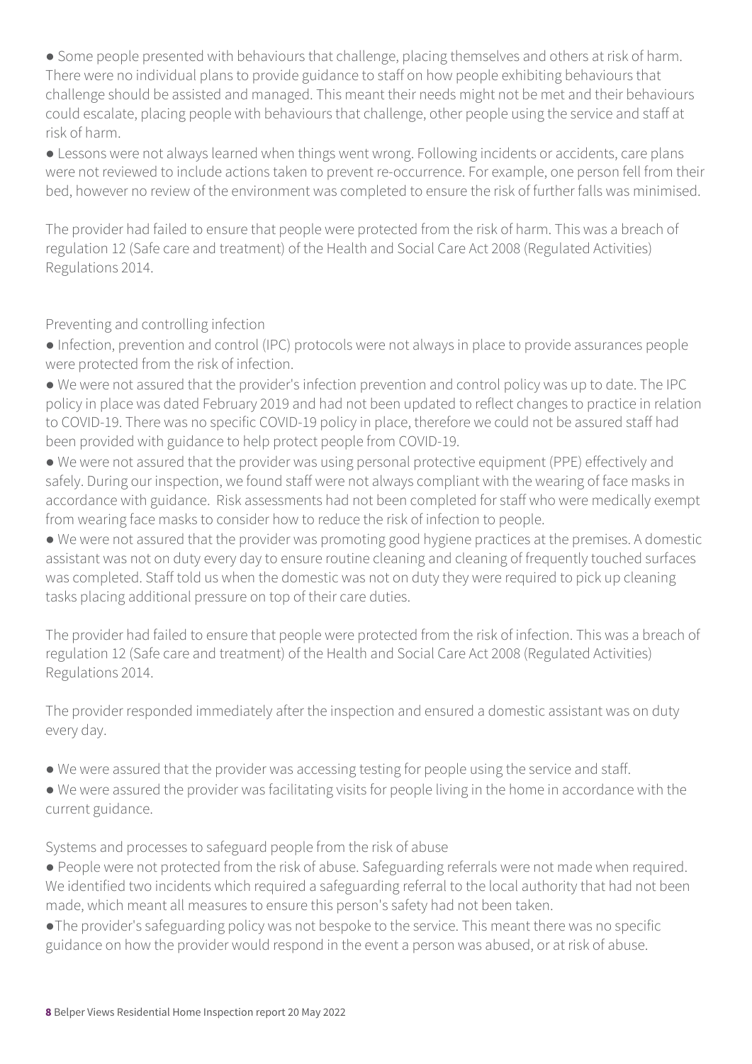- Some people presented with behaviours that challenge, placing themselves and others at risk of harm. There were no individual plans to provide guidance to staff on how people exhibiting behaviours that challenge should be assisted and managed. This meant their needs might not be met and their behaviours could escalate, placing people with behaviours that challenge, other people using the service and staff at risk of harm.
- Lessons were not always learned when things went wrong. Following incidents or accidents, care plans were not reviewed to include actions taken to prevent re-occurrence. For example, one person fell from their bed, however no review of the environment was completed to ensure the risk of further falls was minimised.

The provider had failed to ensure that people were protected from the risk of harm. This was a breach of regulation 12 (Safe care and treatment) of the Health and Social Care Act 2008 (Regulated Activities) Regulations 2014.

Preventing and controlling infection

- Infection, prevention and control (IPC) protocols were not always in place to provide assurances people were protected from the risk of infection.
- We were not assured that the provider's infection prevention and control policy was up to date. The IPC policy in place was dated February 2019 and had not been updated to reflect changes to practice in relation to COVID-19. There was no specific COVID-19 policy in place, therefore we could not be assured staff had been provided with guidance to help protect people from COVID-19.
- We were not assured that the provider was using personal protective equipment (PPE) effectively and safely. During our inspection, we found staff were not always compliant with the wearing of face masks in accordance with guidance. Risk assessments had not been completed for staff who were medically exempt from wearing face masks to consider how to reduce the risk of infection to people.
- We were not assured that the provider was promoting good hygiene practices at the premises. A domestic assistant was not on duty every day to ensure routine cleaning and cleaning of frequently touched surfaces was completed. Staff told us when the domestic was not on duty they were required to pick up cleaning tasks placing additional pressure on top of their care duties.

The provider had failed to ensure that people were protected from the risk of infection. This was a breach of regulation 12 (Safe care and treatment) of the Health and Social Care Act 2008 (Regulated Activities) Regulations 2014.

The provider responded immediately after the inspection and ensured a domestic assistant was on duty every day.

- We were assured that the provider was accessing testing for people using the service and staff.
- We were assured the provider was facilitating visits for people living in the home in accordance with the current guidance.

Systems and processes to safeguard people from the risk of abuse

- People were not protected from the risk of abuse. Safeguarding referrals were not made when required. We identified two incidents which required a safeguarding referral to the local authority that had not been made, which meant all measures to ensure this person's safety had not been taken.
- The provider's safeguarding policy was not bespoke to the service. This meant there was no specific guidance on how the provider would respond in the event a person was abused, or at risk of abuse.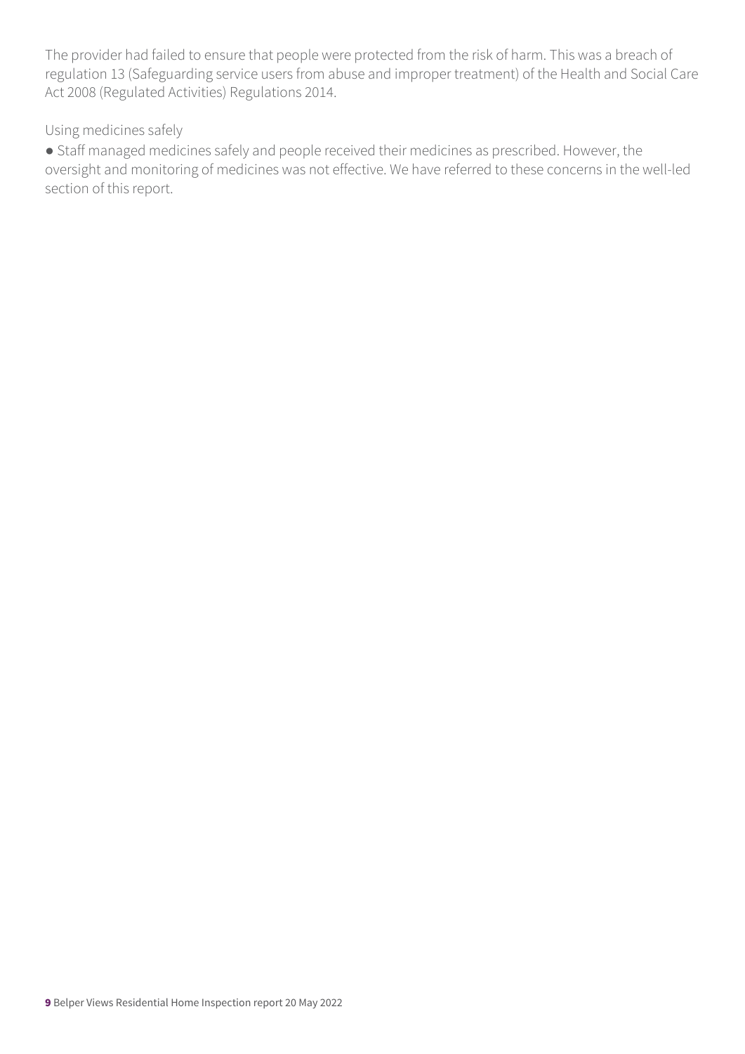The provider had failed to ensure that people were protected from the risk of harm. This was a breach of regulation 13 (Safeguarding service users from abuse and improper treatment) of the Health and Social Care Act 2008 (Regulated Activities) Regulations 2014.

### Using medicines safely

- Staff managed medicines safely and people received their medicines as prescribed. However, the oversight and monitoring of medicines was not effective. We have referred to these concerns in the well-led section of this report.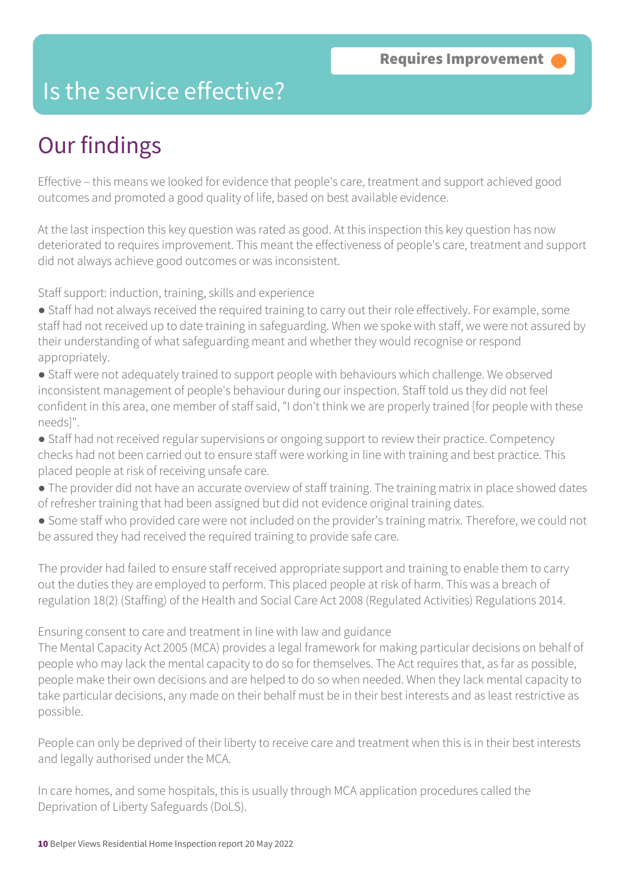**Requires Improvement**

# Is the service effective?

## Our findings

Effective – this means we looked for evidence that people's care, treatment and support achieved good outcomes and promoted a good quality of life, based on best available evidence.

At the last inspection this key question was rated as good. At this inspection this key question has now deteriorated to requires improvement. This meant the effectiveness of people's care, treatment and support did not always achieve good outcomes or was inconsistent.

Staff support: induction, training, skills and experience

- Staff had not always received the required training to carry out their role effectively. For example, some staff had not received up to date training in safeguarding. When we spoke with staff, we were not assured by their understanding of what safeguarding meant and whether they would recognise or respond appropriately.
- Staff were not adequately trained to support people with behaviours which challenge. We observed inconsistent management of people's behaviour during our inspection. Staff told us they did not feel confident in this area, one member of staff said, "I don't think we are properly trained [for people with these needs]".
- Staff had not received regular supervisions or ongoing support to review their practice. Competency checks had not been carried out to ensure staff were working in line with training and best practice. This placed people at risk of receiving unsafe care.
- The provider did not have an accurate overview of staff training. The training matrix in place showed dates of refresher training that had been assigned but did not evidence original training dates.
- Some staff who provided care were not included on the provider's training matrix. Therefore, we could not be assured they had received the required training to provide safe care.

The provider had failed to ensure staff received appropriate support and training to enable them to carry out the duties they are employed to perform. This placed people at risk of harm. This was a breach of regulation 18(2) (Staffing) of the Health and Social Care Act 2008 (Regulated Activities) Regulations 2014.

Ensuring consent to care and treatment in line with law and guidance

The Mental Capacity Act 2005 (MCA) provides a legal framework for making particular decisions on behalf of people who may lack the mental capacity to do so for themselves. The Act requires that, as far as possible, people make their own decisions and are helped to do so when needed. When they lack mental capacity to take particular decisions, any made on their behalf must be in their best interests and as least restrictive as possible.

People can only be deprived of their liberty to receive care and treatment when this is in their best interests and legally authorised under the MCA.

In care homes, and some hospitals, this is usually through MCA application procedures called the Deprivation of Liberty Safeguards (DoLS).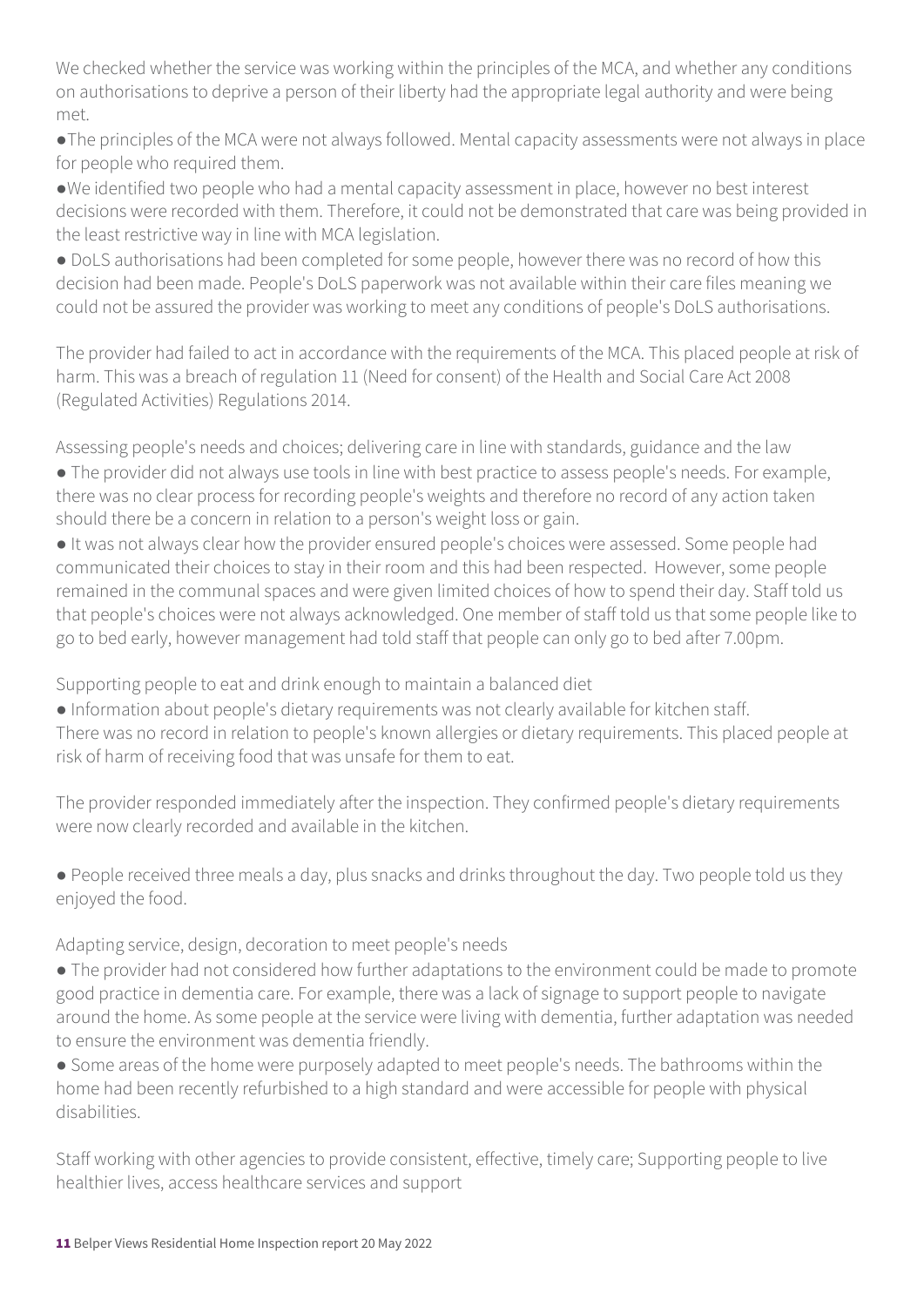We checked whether the service was working within the principles of the MCA, and whether any conditions on authorisations to deprive a person of their liberty had the appropriate legal authority and were being met.

- The principles of the MCA were not always followed. Mental capacity assessments were not always in place for people who required them.
- We identified two people who had a mental capacity assessment in place, however no best interest decisions were recorded with them. Therefore, it could not be demonstrated that care was being provided in the least restrictive way in line with MCA legislation.
- DoLS authorisations had been completed for some people, however there was no record of how this decision had been made. People's DoLS paperwork was not available within their care files meaning we could not be assured the provider was working to meet any conditions of people's DoLS authorisations.

The provider had failed to act in accordance with the requirements of the MCA. This placed people at risk of harm. This was a breach of regulation 11 (Need for consent) of the Health and Social Care Act 2008 (Regulated Activities) Regulations 2014.

Assessing people's needs and choices; delivering care in line with standards, guidance and the law

- The provider did not always use tools in line with best practice to assess people's needs. For example, there was no clear process for recording people's weights and therefore no record of any action taken should there be a concern in relation to a person's weight loss or gain.
- It was not always clear how the provider ensured people's choices were assessed. Some people had communicated their choices to stay in their room and this had been respected. However, some people remained in the communal spaces and were given limited choices of how to spend their day. Staff told us that people's choices were not always acknowledged. One member of staff told us that some people like to go to bed early, however management had told staff that people can only go to bed after 7.00pm.

Supporting people to eat and drink enough to maintain a balanced diet

- Information about people's dietary requirements was not clearly available for kitchen staff. There was no record in relation to people's known allergies or dietary requirements. This placed people at risk of harm of receiving food that was unsafe for them to eat.

The provider responded immediately after the inspection. They confirmed people's dietary requirements were now clearly recorded and available in the kitchen.

- People received three meals a day, plus snacks and drinks throughout the day. Two people told us they enjoyed the food.

Adapting service, design, decoration to meet people's needs

- The provider had not considered how further adaptations to the environment could be made to promote good practice in dementia care. For example, there was a lack of signage to support people to navigate around the home. As some people at the service were living with dementia, further adaptation was needed to ensure the environment was dementia friendly.
- Some areas of the home were purposely adapted to meet people's needs. The bathrooms within the home had been recently refurbished to a high standard and were accessible for people with physical disabilities.

Staff working with other agencies to provide consistent, effective, timely care; Supporting people to live healthier lives, access healthcare services and support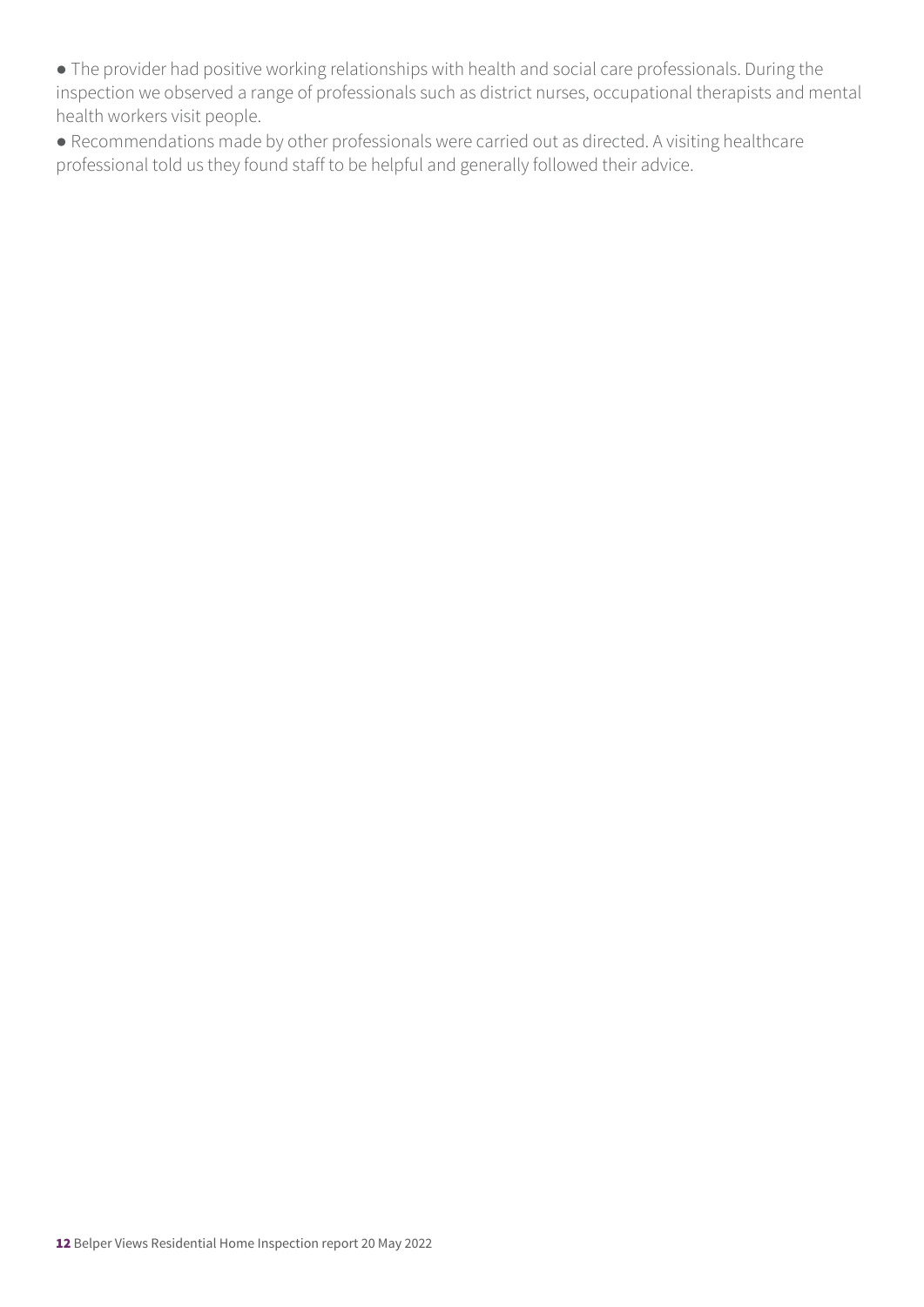- The provider had positive working relationships with health and social care professionals. During the inspection we observed a range of professionals such as district nurses, occupational therapists and mental health workers visit people.
- Recommendations made by other professionals were carried out as directed. A visiting healthcare professional told us they found staff to be helpful and generally followed their advice.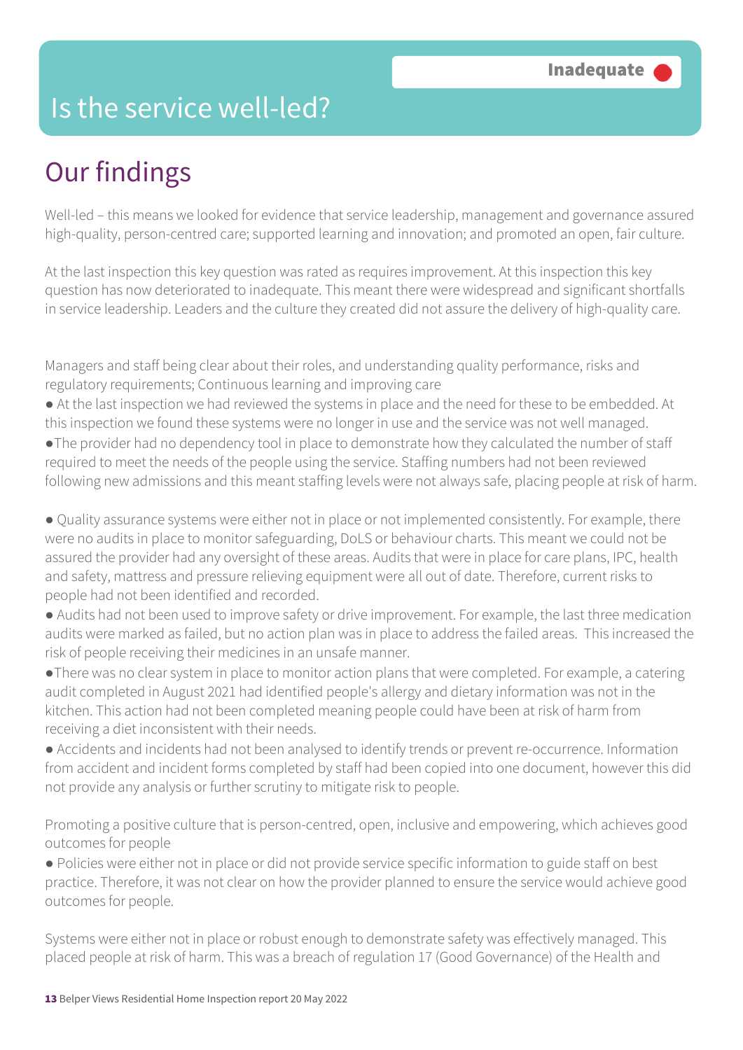# Is the service well-led?

**Inadequate**

## Our findings

Well-led – this means we looked for evidence that service leadership, management and governance assured high-quality, person-centred care; supported learning and innovation; and promoted an open, fair culture.

At the last inspection this key question was rated as requires improvement. At this inspection this key question has now deteriorated to inadequate. This meant there were widespread and significant shortfalls in service leadership. Leaders and the culture they created did not assure the delivery of high-quality care.

Managers and staff being clear about their roles, and understanding quality performance, risks and regulatory requirements; Continuous learning and improving care

- At the last inspection we had reviewed the systems in place and the need for these to be embedded. At this inspection we found these systems were no longer in use and the service was not well managed.
- The provider had no dependency tool in place to demonstrate how they calculated the number of staff required to meet the needs of the people using the service. Staffing numbers had not been reviewed following new admissions and this meant staffing levels were not always safe, placing people at risk of harm.

- Quality assurance systems were either not in place or not implemented consistently. For example, there were no audits in place to monitor safeguarding, DoLS or behaviour charts. This meant we could not be assured the provider had any oversight of these areas. Audits that were in place for care plans, IPC, health and safety, mattress and pressure relieving equipment were all out of date. Therefore, current risks to people had not been identified and recorded.
- Audits had not been used to improve safety or drive improvement. For example, the last three medication audits were marked as failed, but no action plan was in place to address the failed areas. This increased the risk of people receiving their medicines in an unsafe manner.
- There was no clear system in place to monitor action plans that were completed. For example, a catering audit completed in August 2021 had identified people's allergy and dietary information was not in the kitchen. This action had not been completed meaning people could have been at risk of harm from receiving a diet inconsistent with their needs.
- Accidents and incidents had not been analysed to identify trends or prevent re-occurrence. Information from accident and incident forms completed by staff had been copied into one document, however this did not provide any analysis or further scrutiny to mitigate risk to people.

Promoting a positive culture that is person-centred, open, inclusive and empowering, which achieves good outcomes for people

- Policies were either not in place or did not provide service specific information to guide staff on best practice. Therefore, it was not clear on how the provider planned to ensure the service would achieve good outcomes for people.

Systems were either not in place or robust enough to demonstrate safety was effectively managed. This placed people at risk of harm. This was a breach of regulation 17 (Good Governance) of the Health and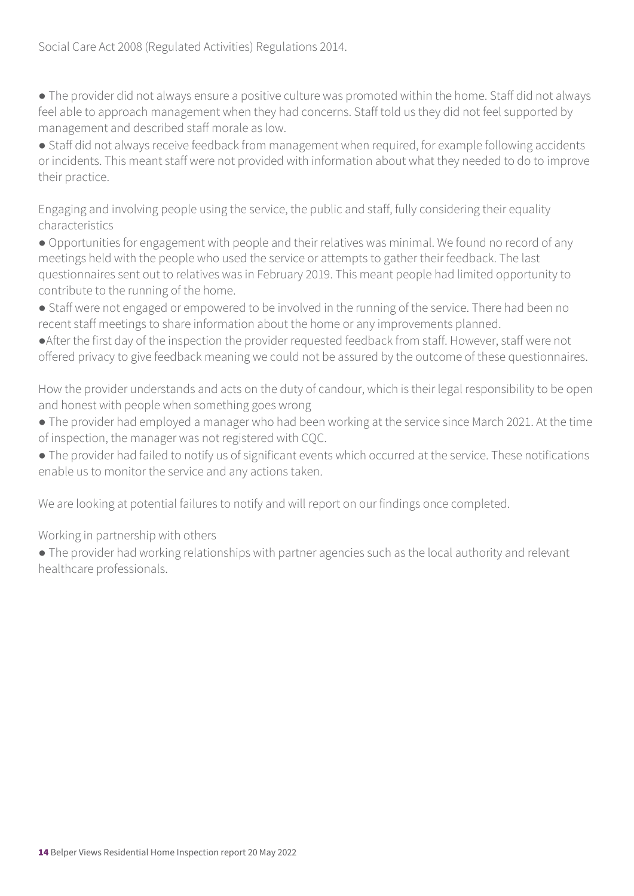Social Care Act 2008 (Regulated Activities) Regulations 2014.

- The provider did not always ensure a positive culture was promoted within the home. Staff did not always feel able to approach management when they had concerns. Staff told us they did not feel supported by management and described staff morale as low.
- Staff did not always receive feedback from management when required, for example following accidents or incidents. This meant staff were not provided with information about what they needed to do to improve their practice.

Engaging and involving people using the service, the public and staff, fully considering their equality characteristics

- Opportunities for engagement with people and their relatives was minimal. We found no record of any meetings held with the people who used the service or attempts to gather their feedback. The last questionnaires sent out to relatives was in February 2019. This meant people had limited opportunity to contribute to the running of the home.
- Staff were not engaged or empowered to be involved in the running of the service. There had been no recent staff meetings to share information about the home or any improvements planned.
- After the first day of the inspection the provider requested feedback from staff. However, staff were not offered privacy to give feedback meaning we could not be assured by the outcome of these questionnaires.

How the provider understands and acts on the duty of candour, which is their legal responsibility to be open and honest with people when something goes wrong

- The provider had employed a manager who had been working at the service since March 2021. At the time of inspection, the manager was not registered with CQC.
- The provider had failed to notify us of significant events which occurred at the service. These notifications enable us to monitor the service and any actions taken.

We are looking at potential failures to notify and will report on our findings once completed.

Working in partnership with others

- The provider had working relationships with partner agencies such as the local authority and relevant healthcare professionals.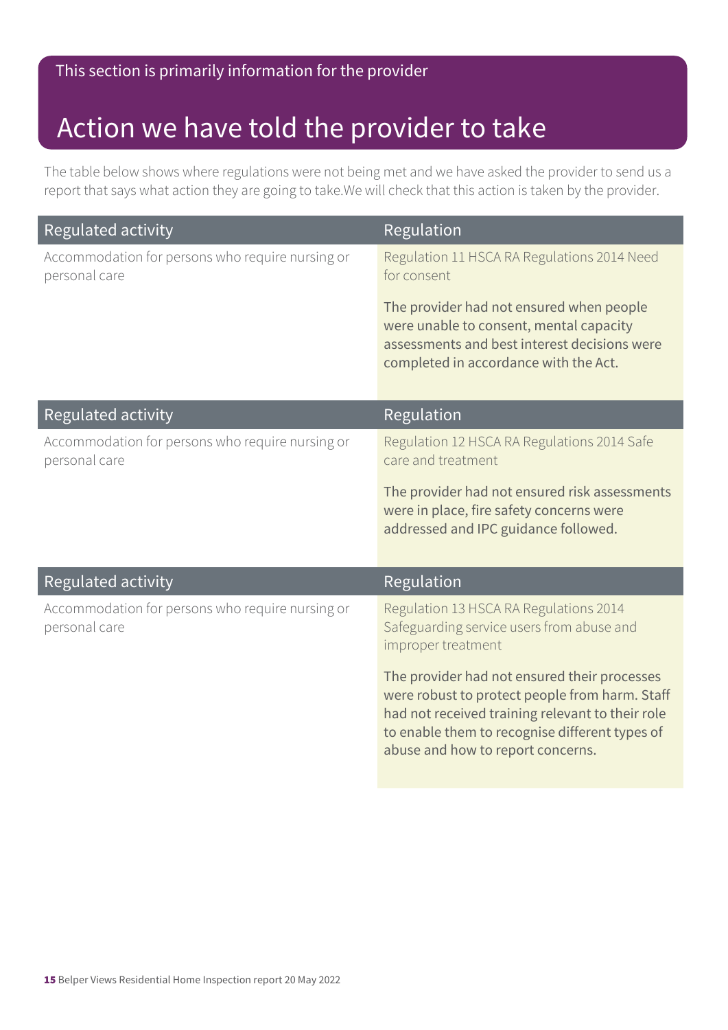This section is primarily information for the provider

# Action we have told the provider to take

The table below shows where regulations were not being met and we have asked the provider to send us a report that says what action they are going to take.We will check that this action is taken by the provider.

| Regulated activity | Regulation |
| --- | --- |
| Accommodation for persons who require nursing or personal care | Regulation 11 HSCA RA Regulations 2014 Need for consent<br><br>The provider had not ensured when people were unable to consent, mental capacity assessments and best interest decisions were completed in accordance with the Act. |

| Regulated activity | Regulation |
| --- | --- |
| Accommodation for persons who require nursing or personal care | Regulation 12 HSCA RA Regulations 2014 Safe care and treatment<br><br>The provider had not ensured risk assessments were in place, fire safety concerns were addressed and IPC guidance followed. |

| Regulated activity | Regulation |
| --- | --- |
| Accommodation for persons who require nursing or personal care | Regulation 13 HSCA RA Regulations 2014 Safeguarding service users from abuse and improper treatment<br><br>The provider had not ensured their processes were robust to protect people from harm. Staff had not received training relevant to their role to enable them to recognise different types of abuse and how to report concerns. |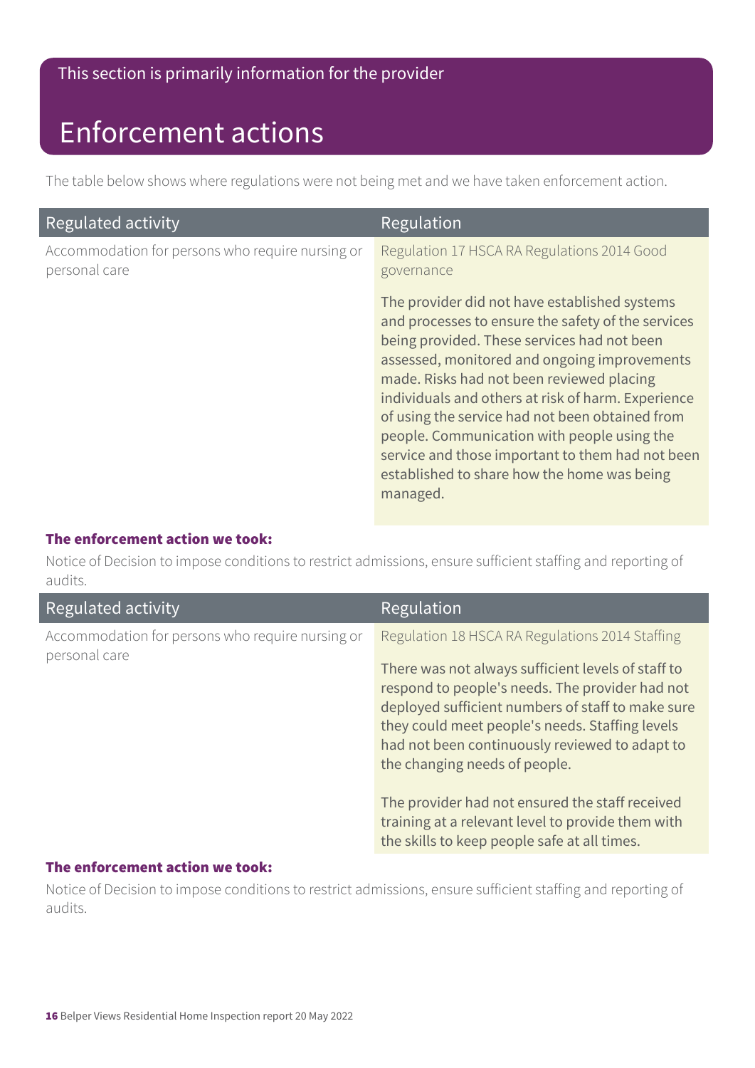This section is primarily information for the provider

# Enforcement actions

The table below shows where regulations were not being met and we have taken enforcement action.

| Regulated activity | Regulation |
| --- | --- |
| Accommodation for persons who require nursing or personal care | Regulation 17 HSCA RA Regulations 2014 Good governance<br><br>The provider did not have established systems and processes to ensure the safety of the services being provided. These services had not been assessed, monitored and ongoing improvements made. Risks had not been reviewed placing individuals and others at risk of harm. Experience of using the service had not been obtained from people. Communication with people using the service and those important to them had not been established to share how the home was being managed. |

**The enforcement action we took:**

Notice of Decision to impose conditions to restrict admissions, ensure sufficient staffing and reporting of audits.

| Regulated activity | Regulation |
| --- | --- |
| Accommodation for persons who require nursing or personal care | Regulation 18 HSCA RA Regulations 2014 Staffing<br><br>There was not always sufficient levels of staff to respond to people's needs. The provider had not deployed sufficient numbers of staff to make sure they could meet people's needs. Staffing levels had not been continuously reviewed to adapt to the changing needs of people.<br><br>The provider had not ensured the staff received training at a relevant level to provide them with the skills to keep people safe at all times. |

**The enforcement action we took:**

Notice of Decision to impose conditions to restrict admissions, ensure sufficient staffing and reporting of audits.